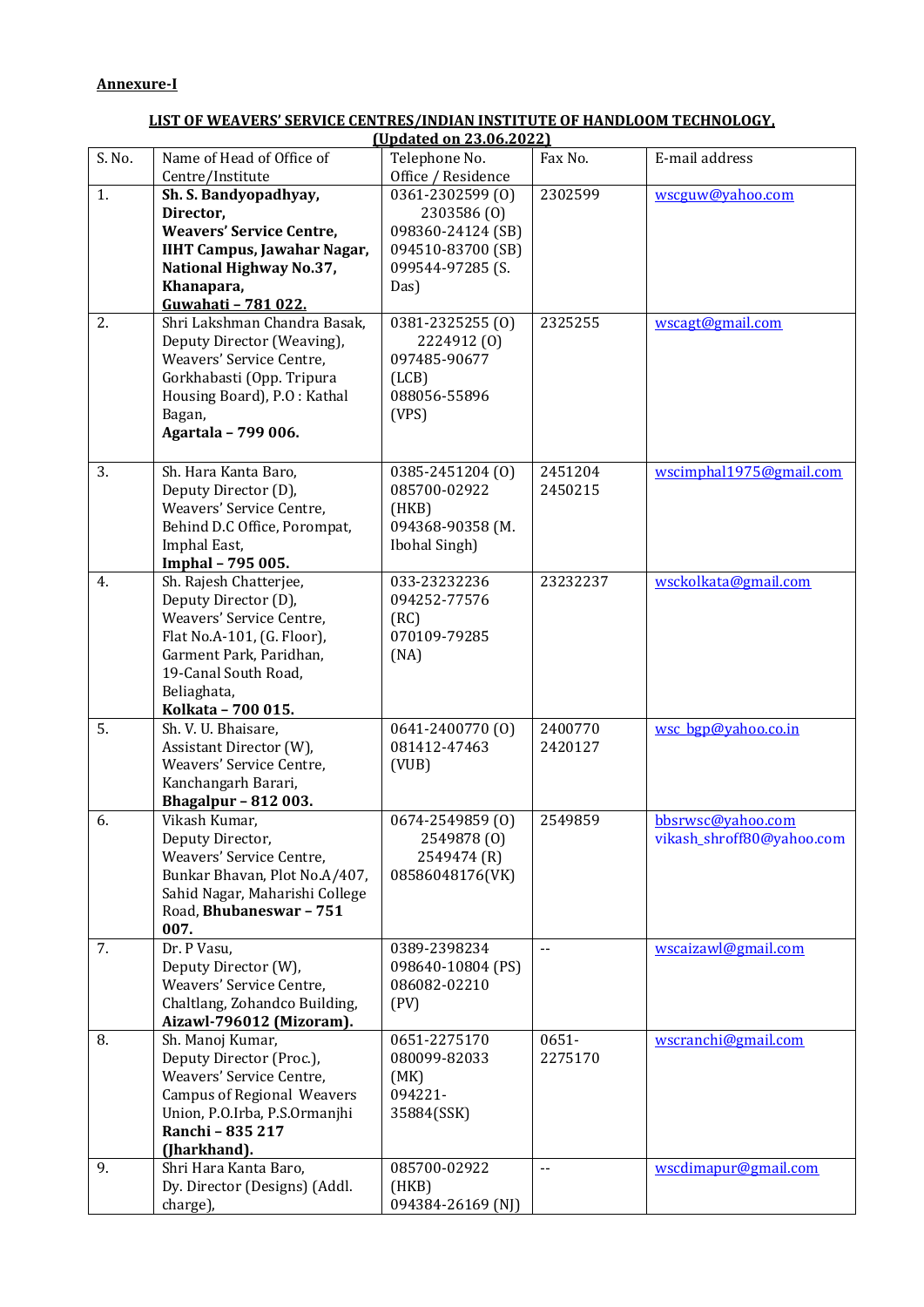**Annexure-I**

**LIST OF WEAVERS' SERVICE CENTRES/INDIAN INSTITUTE OF HANDLOOM TECHNOLOGY,**
**(Updated on 23.06.2022)**

| S. No. | Name of Head of Office of Centre/Institute | Telephone No. Office / Residence | Fax No. | E-mail address |
|---|---|---|---|---|
| 1. | **Sh. S. Bandyopadhyay, Director, Weavers' Service Centre, IIHT Campus, Jawahar Nagar, National Highway No.37, Khanapara, Guwahati – 781 022.** | 0361-2302599 (O) 2303586 (O) 098360-24124 (SB) 094510-83700 (SB) 099544-97285 (S. Das) | 2302599 | wscguw@yahoo.com |
| 2. | Shri Lakshman Chandra Basak, Deputy Director (Weaving), Weavers' Service Centre, Gorkhabasti (Opp. Tripura Housing Board), P.O : Kathal Bagan, **Agartala – 799 006.** | 0381-2325255 (O) 2224912 (O) 097485-90677 (LCB) 088056-55896 (VPS) | 2325255 | wscagt@gmail.com |
| 3. | Sh. Hara Kanta Baro, Deputy Director (D), Weavers' Service Centre, Behind D.C Office, Porompat, Imphal East, **Imphal – 795 005.** | 0385-2451204 (O) 085700-02922 (HKB) 094368-90358 (M. Ibohal Singh) | 2451204 2450215 | wscimphal1975@gmail.com |
| 4. | Sh. Rajesh Chatterjee, Deputy Director (D), Weavers' Service Centre, Flat No.A-101, (G. Floor), Garment Park, Paridhan, 19-Canal South Road, Beliaghata, **Kolkata – 700 015.** | 033-23232236 094252-77576 (RC) 070109-79285 (NA) | 23232237 | wsckolkata@gmail.com |
| 5. | Sh. V. U. Bhaisare, Assistant Director (W), Weavers' Service Centre, Kanchangarh Barari, **Bhagalpur – 812 003.** | 0641-2400770 (O) 081412-47463 (VUB) | 2400770 2420127 | wsc_bgp@yahoo.co.in |
| 6. | Vikash Kumar, Deputy Director, Weavers' Service Centre, Bunkar Bhavan, Plot No.A/407, Sahid Nagar, Maharishi College Road, **Bhubaneswar – 751 007.** | 0674-2549859 (O) 2549878 (O) 2549474 (R) 08586048176(VK) | 2549859 | bbsrwsc@yahoo.com vikash_shroff80@yahoo.com |
| 7. | Dr. P Vasu, Deputy Director (W), Weavers' Service Centre, Chaltlang, Zohandco Building, **Aizawl-796012 (Mizoram).** | 0389-2398234 098640-10804 (PS) 086082-02210 (PV) | -- | wscaizawl@gmail.com |
| 8. | Sh. Manoj Kumar, Deputy Director (Proc.), Weavers' Service Centre, Campus of Regional Weavers Union, P.O.Irba, P.S.Ormanjhi **Ranchi – 835 217 (Jharkhand).** | 0651-2275170 080099-82033 (MK) 094221-35884(SSK) | 0651-2275170 | wscranchi@gmail.com |
| 9. | Shri Hara Kanta Baro, Dy. Director (Designs) (Addl. charge), | 085700-02922 (HKB) 094384-26169 (NJ) | -- | wscdimapur@gmail.com |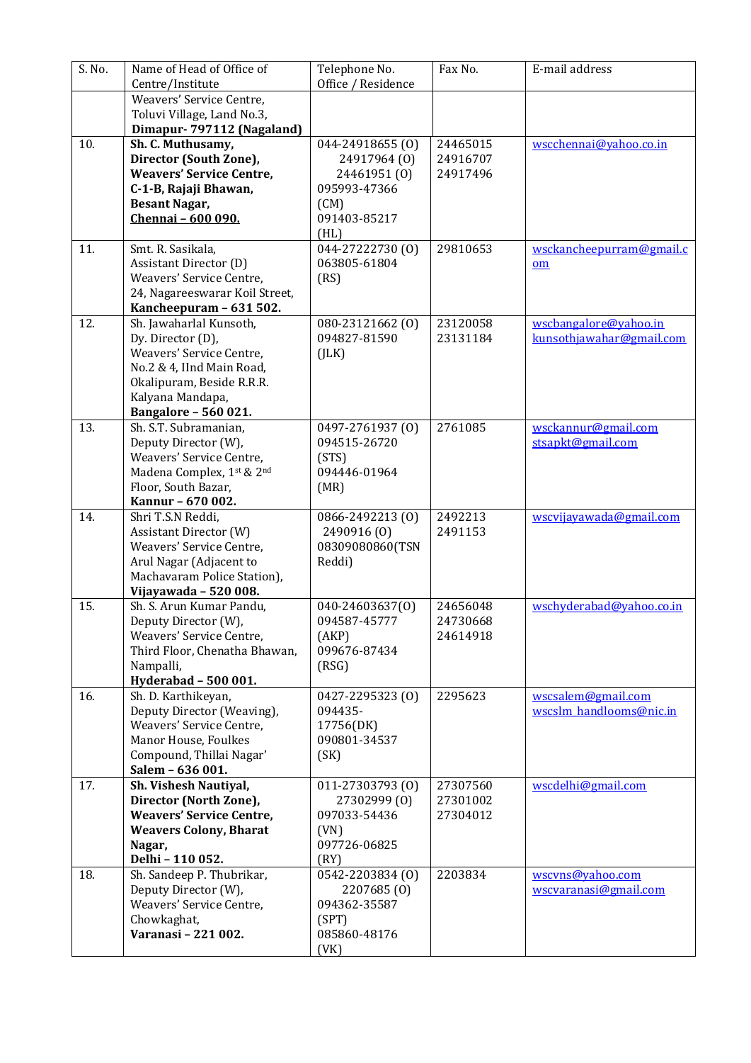| S. No. | Name of Head of Office of Centre/Institute | Telephone No. Office / Residence | Fax No. | E-mail address |
|---|---|---|---|---|
| | Weavers' Service Centre, Toluvi Village, Land No.3, **Dimapur- 797112 (Nagaland)** | | | |
| 10. | **Sh. C. Muthusamy, Director (South Zone), Weavers' Service Centre, C-1-B, Rajaji Bhawan, Besant Nagar, Chennai – 600 090.** | 044-24918655 (O) 24917964 (O) 24461951 (O) 095993-47366 (CM) 091403-85217 (HL) | 24465015 24916707 24917496 | wscchennai@yahoo.co.in |
| 11. | Smt. R. Sasikala, Assistant Director (D) Weavers' Service Centre, 24, Nagareeswarar Koil Street, **Kancheepuram – 631 502.** | 044-27222730 (O) 063805-61804 (RS) | 29810653 | wsckancheepurram@gmail.com |
| 12. | Sh. Jawaharlal Kunsoth, Dy. Director (D), Weavers' Service Centre, No.2 & 4, IInd Main Road, Okalipuram, Beside R.R.R. Kalyana Mandapa, **Bangalore – 560 021.** | 080-23121662 (O) 094827-81590 (JLK) | 23120058 23131184 | wscbangalore@yahoo.in kunsothjawahar@gmail.com |
| 13. | Sh. S.T. Subramanian, Deputy Director (W), Weavers' Service Centre, Madena Complex, 1st & 2nd Floor, South Bazar, **Kannur – 670 002.** | 0497-2761937 (O) 094515-26720 (STS) 094446-01964 (MR) | 2761085 | wsckannur@gmail.com stsapkt@gmail.com |
| 14. | Shri T.S.N Reddi, Assistant Director (W) Weavers' Service Centre, Arul Nagar (Adjacent to Machavaram Police Station), **Vijayawada – 520 008.** | 0866-2492213 (O) 2490916 (O) 08309080860(TSN Reddi) | 2492213 2491153 | wscvijayawada@gmail.com |
| 15. | Sh. S. Arun Kumar Pandu, Deputy Director (W), Weavers' Service Centre, Third Floor, Chenatha Bhawan, Nampalli, **Hyderabad – 500 001.** | 040-24603637(O) 094587-45777 (AKP) 099676-87434 (RSG) | 24656048 24730668 24614918 | wschyderabad@yahoo.co.in |
| 16. | Sh. D. Karthikeyan, Deputy Director (Weaving), Weavers' Service Centre, Manor House, Foulkes Compound, Thillai Nagar' **Salem – 636 001.** | 0427-2295323 (O) 094435-17756(DK) 090801-34537 (SK) | 2295623 | wscsalem@gmail.com wscslm_handlooms@nic.in |
| 17. | **Sh. Vishesh Nautiyal, Director (North Zone), Weavers' Service Centre, Weavers Colony, Bharat Nagar, Delhi – 110 052.** | 011-27303793 (O) 27302999 (O) 097033-54436 (VN) 097726-06825 (RY) | 27307560 27301002 27304012 | wscdelhi@gmail.com |
| 18. | Sh. Sandeep P. Thubrikar, Deputy Director (W), Weavers' Service Centre, Chowkaghat, **Varanasi – 221 002.** | 0542-2203834 (O) 2207685 (O) 094362-35587 (SPT) 085860-48176 (VK) | 2203834 | wscvns@yahoo.com wscvaranasi@gmail.com |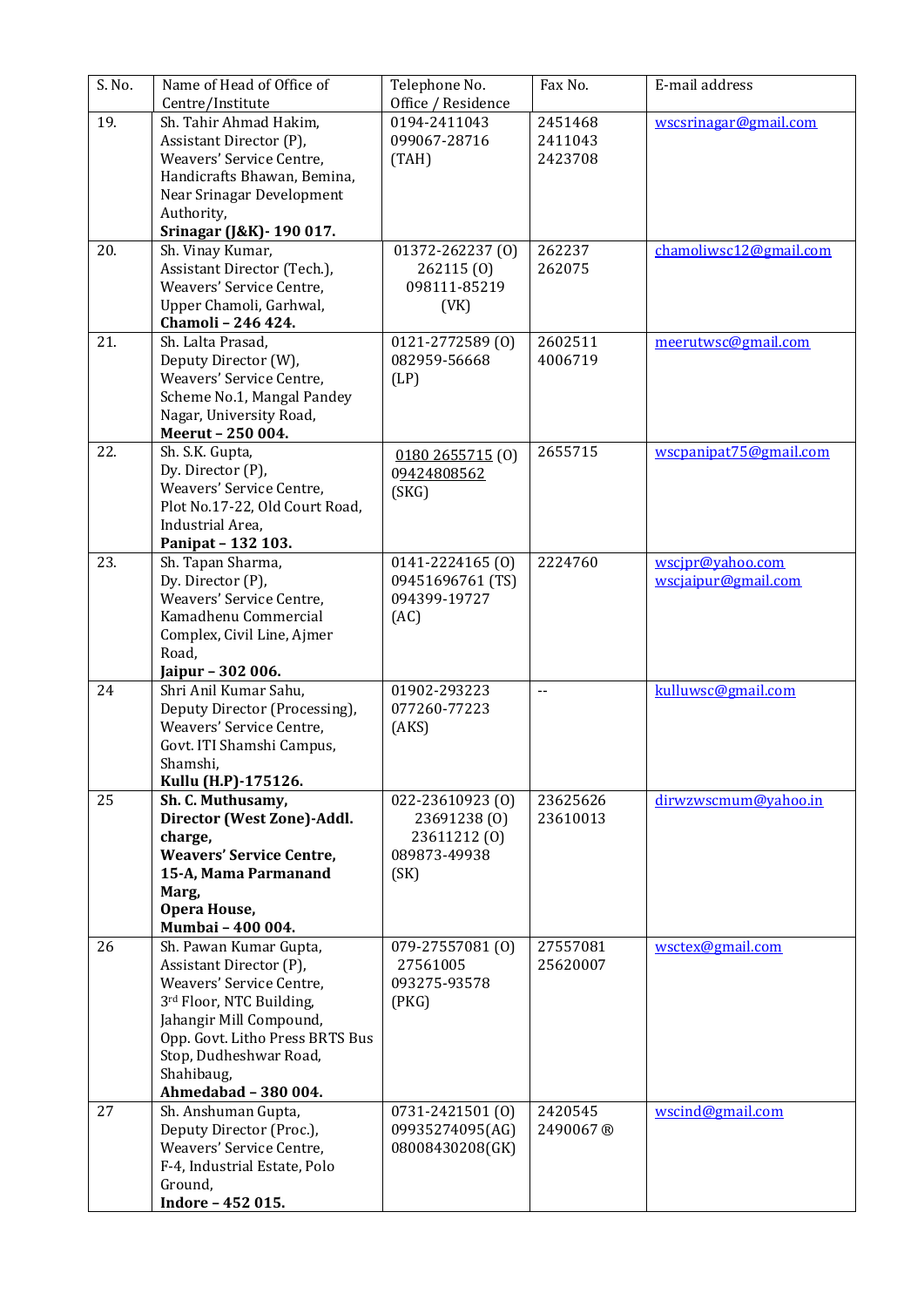| S. No. | Name of Head of Office of Centre/Institute | Telephone No. Office / Residence | Fax No. | E-mail address |
|---|---|---|---|---|
| 19. | Sh. Tahir Ahmad Hakim, Assistant Director (P), Weavers' Service Centre, Handicrafts Bhawan, Bemina, Near Srinagar Development Authority, **Srinagar (J&K)- 190 017.** | 0194-2411043 099067-28716 (TAH) | 2451468 2411043 2423708 | wscsrinagar@gmail.com |
| 20. | Sh. Vinay Kumar, Assistant Director (Tech.), Weavers' Service Centre, Upper Chamoli, Garhwal, **Chamoli – 246 424.** | 01372-262237 (O) 262115 (O) 098111-85219 (VK) | 262237 262075 | chamoliwsc12@gmail.com |
| 21. | Sh. Lalta Prasad, Deputy Director (W), Weavers' Service Centre, Scheme No.1, Mangal Pandey Nagar, University Road, **Meerut – 250 004.** | 0121-2772589 (O) 082959-56668 (LP) | 2602511 4006719 | meerutwsc@gmail.com |
| 22. | Sh. S.K. Gupta, Dy. Director (P), Weavers' Service Centre, Plot No.17-22, Old Court Road, Industrial Area, **Panipat – 132 103.** | 0180 2655715 (O) 09424808562 (SKG) | 2655715 | wscpanipat75@gmail.com |
| 23. | Sh. Tapan Sharma, Dy. Director (P), Weavers' Service Centre, Kamadhenu Commercial Complex, Civil Line, Ajmer Road, **Jaipur – 302 006.** | 0141-2224165 (O) 09451696761 (TS) 094399-19727 (AC) | 2224760 | wscjpr@yahoo.com wscjaipur@gmail.com |
| 24 | Shri Anil Kumar Sahu, Deputy Director (Processing), Weavers' Service Centre, Govt. ITI Shamshi Campus, Shamshi, **Kullu (H.P)-175126.** | 01902-293223 077260-77223 (AKS) | -- | kulluwsc@gmail.com |
| 25 | **Sh. C. Muthusamy, Director (West Zone)-Addl. charge, Weavers' Service Centre, 15-A, Mama Parmanand Marg, Opera House, Mumbai – 400 004.** | 022-23610923 (O) 23691238 (O) 23611212 (O) 089873-49938 (SK) | 23625626 23610013 | dirwzwscmum@yahoo.in |
| 26 | Sh. Pawan Kumar Gupta, Assistant Director (P), Weavers' Service Centre, 3rd Floor, NTC Building, Jahangir Mill Compound, Opp. Govt. Litho Press BRTS Bus Stop, Dudheshwar Road, Shahibaug, **Ahmedabad – 380 004.** | 079-27557081 (O) 27561005 093275-93578 (PKG) | 27557081 25620007 | wsctex@gmail.com |
| 27 | Sh. Anshuman Gupta, Deputy Director (Proc.), Weavers' Service Centre, F-4, Industrial Estate, Polo Ground, **Indore – 452 015.** | 0731-2421501 (O) 09935274095(AG) 08008430208(GK) | 2420545 2490067 ® | wscind@gmail.com |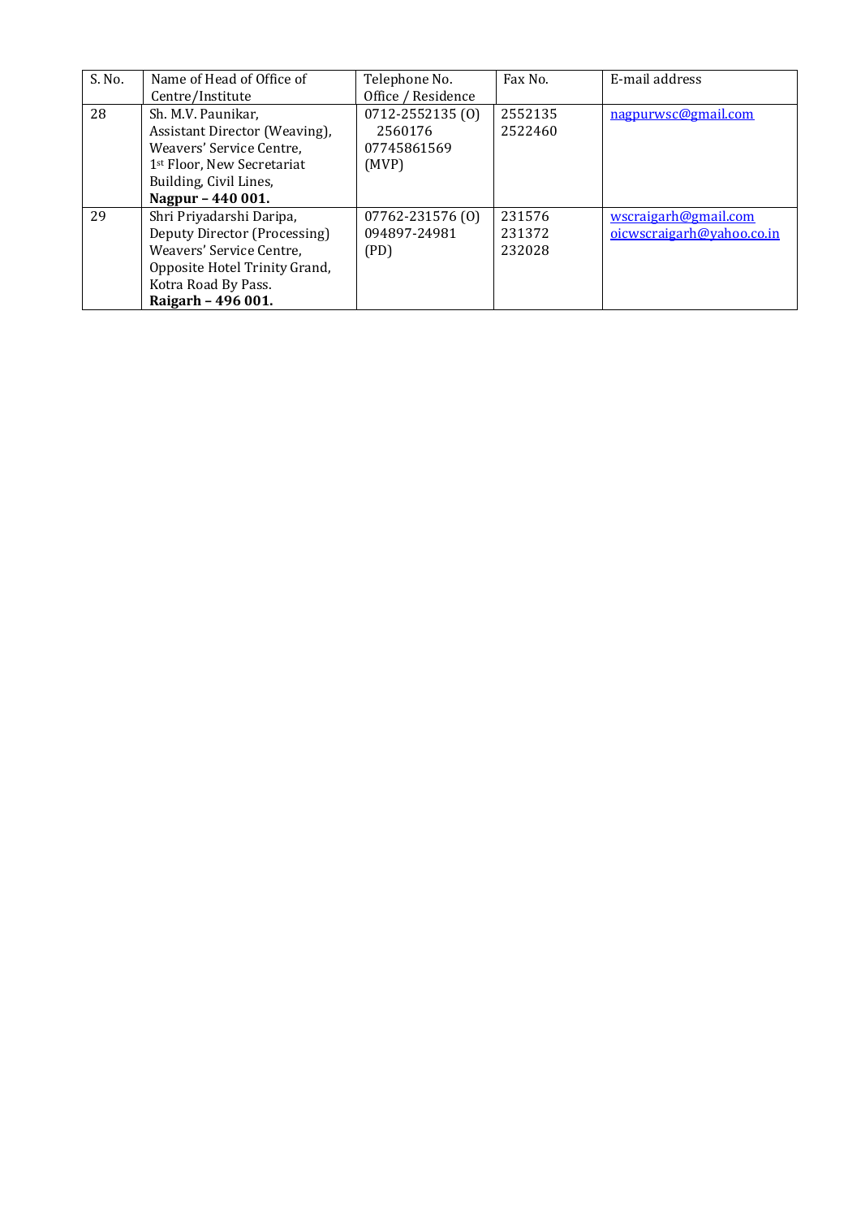| S. No. | Name of Head of Office of Centre/Institute | Telephone No. Office / Residence | Fax No. | E-mail address |
|---|---|---|---|---|
| 28 | Sh. M.V. Paunikar, Assistant Director (Weaving), Weavers' Service Centre, 1st Floor, New Secretariat Building, Civil Lines, **Nagpur – 440 001.** | 0712-2552135 (O) 2560176 07745861569 (MVP) | 2552135 2522460 | nagpurwsc@gmail.com |
| 29 | Shri Priyadarshi Daripa, Deputy Director (Processing) Weavers' Service Centre, Opposite Hotel Trinity Grand, Kotra Road By Pass. **Raigarh – 496 001.** | 07762-231576 (O) 094897-24981 (PD) | 231576 231372 232028 | wscraigarh@gmail.com oicwscraigarh@yahoo.co.in |